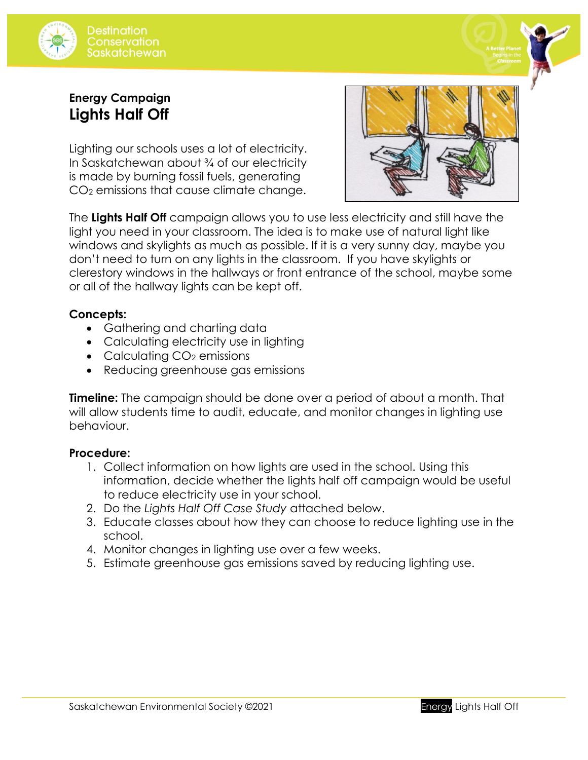## Energy Campaign
# Lights Half Off

Lighting our schools uses a lot of electricity. In Saskatchewan about ¾ of our electricity is made by burning fossil fuels, generating $CO_2$ emissions that cause climate change.

The **Lights Half Off** campaign allows you to use less electricity and still have the light you need in your classroom. The idea is to make use of natural light like windows and skylights as much as possible. If it is a very sunny day, maybe you don't need to turn on any lights in the classroom. If you have skylights or clerestory windows in the hallways or front entrance of the school, maybe some or all of the hallway lights can be kept off.

**Concepts:**

- Gathering and charting data
- Calculating electricity use in lighting
- Calculating $CO_2$ emissions
- Reducing greenhouse gas emissions

**Timeline:** The campaign should be done over a period of about a month. That will allow students time to audit, educate, and monitor changes in lighting use behaviour.

**Procedure:**

1. Collect information on how lights are used in the school. Using this information, decide whether the lights half off campaign would be useful to reduce electricity use in your school.
2. Do the *Lights Half Off Case Study* attached below.
3. Educate classes about how they can choose to reduce lighting use in the school.
4. Monitor changes in lighting use over a few weeks.
5. Estimate greenhouse gas emissions saved by reducing lighting use.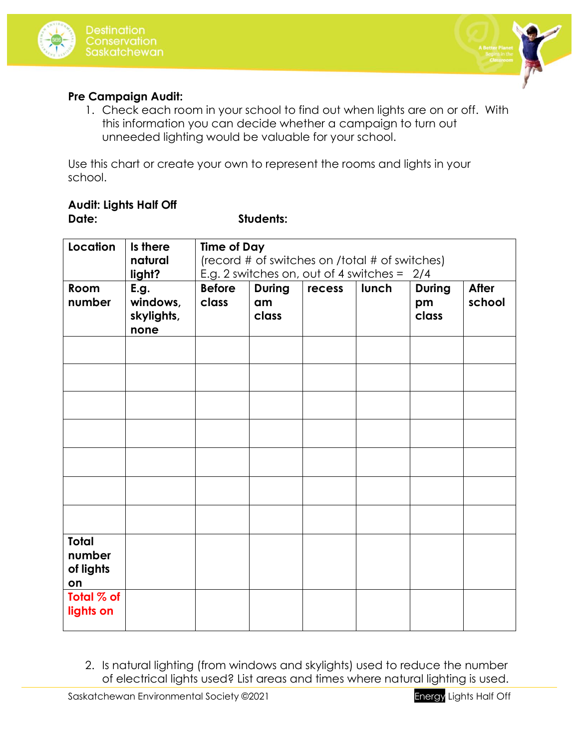**Pre Campaign Audit:**

1. Check each room in your school to find out when lights are on or off. With this information you can decide whether a campaign to turn out unneeded lighting would be valuable for your school.

Use this chart or create your own to represent the rooms and lights in your school.

**Audit: Lights Half Off**

**Date:** **Students:**

| **Location** | **Is there natural light?** | **Time of Day** (record # of switches on /total # of switches) E.g. 2 switches on, out of 4 switches = 2/4 | | | | | |
|---|---|---|---|---|---|---|---|
| **Room number** | **E.g. windows, skylights, none** | **Before class** | **During am class** | **recess** | **lunch** | **During pm class** | **After school** |
| | | | | | | | |
| | | | | | | | |
| | | | | | | | |
| | | | | | | | |
| | | | | | | | |
| | | | | | | | |
| | | | | | | | |
| **Total number of lights on** | | | | | | | |
| **Total % of lights on** | | | | | | | |

2. Is natural lighting (from windows and skylights) used to reduce the number of electrical lights used? List areas and times where natural lighting is used.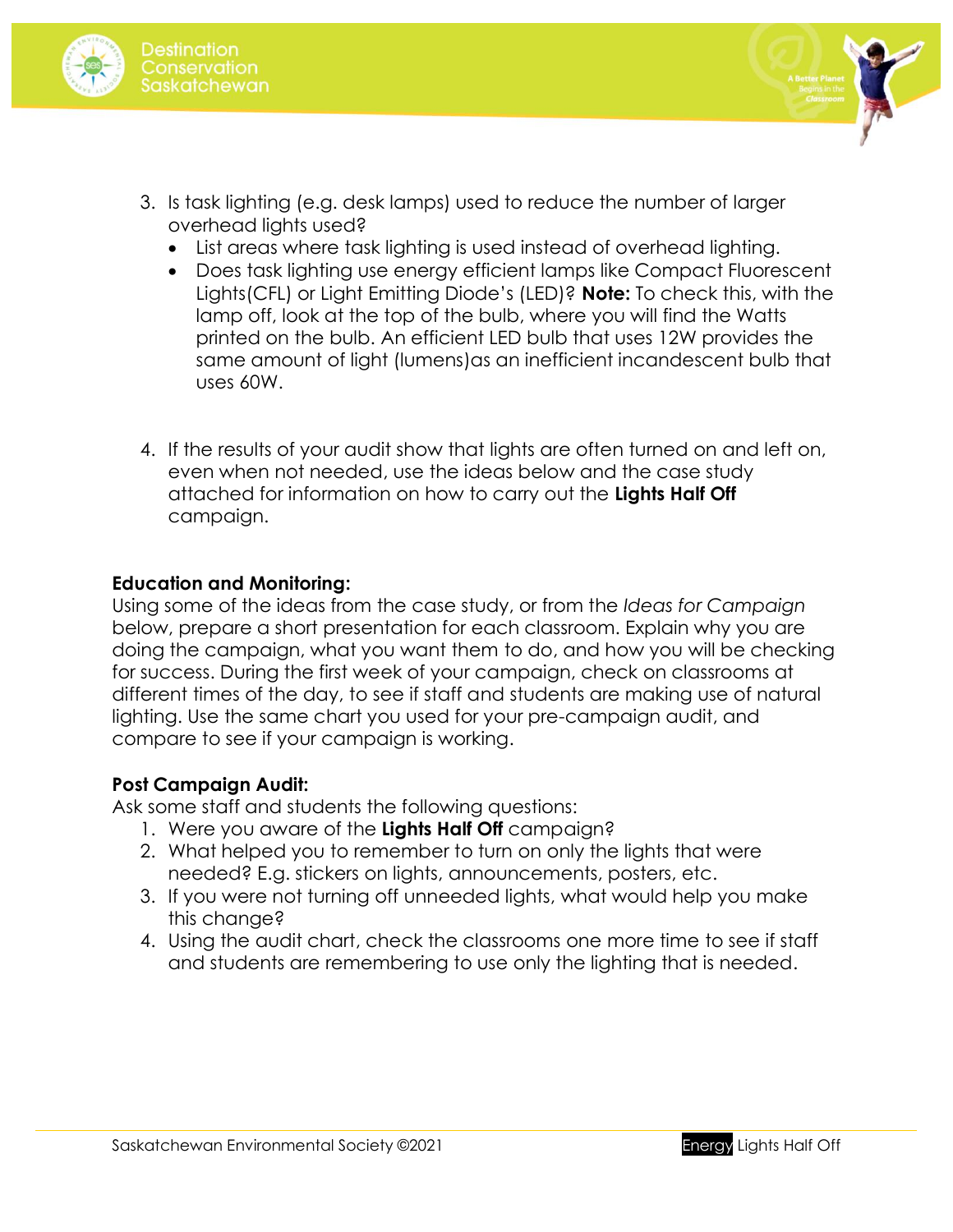3. Is task lighting (e.g. desk lamps) used to reduce the number of larger overhead lights used?
   - List areas where task lighting is used instead of overhead lighting.
   - Does task lighting use energy efficient lamps like Compact Fluorescent Lights(CFL) or Light Emitting Diode's (LED)? **Note:** To check this, with the lamp off, look at the top of the bulb, where you will find the Watts printed on the bulb. An efficient LED bulb that uses 12W provides the same amount of light (lumens)as an inefficient incandescent bulb that uses 60W.

4. If the results of your audit show that lights are often turned on and left on, even when not needed, use the ideas below and the case study attached for information on how to carry out the **Lights Half Off** campaign.

**Education and Monitoring:**

Using some of the ideas from the case study, or from the *Ideas for Campaign* below, prepare a short presentation for each classroom. Explain why you are doing the campaign, what you want them to do, and how you will be checking for success. During the first week of your campaign, check on classrooms at different times of the day, to see if staff and students are making use of natural lighting. Use the same chart you used for your pre-campaign audit, and compare to see if your campaign is working.

**Post Campaign Audit:**

Ask some staff and students the following questions:

1. Were you aware of the **Lights Half Off** campaign?
2. What helped you to remember to turn on only the lights that were needed? E.g. stickers on lights, announcements, posters, etc.
3. If you were not turning off unneeded lights, what would help you make this change?
4. Using the audit chart, check the classrooms one more time to see if staff and students are remembering to use only the lighting that is needed.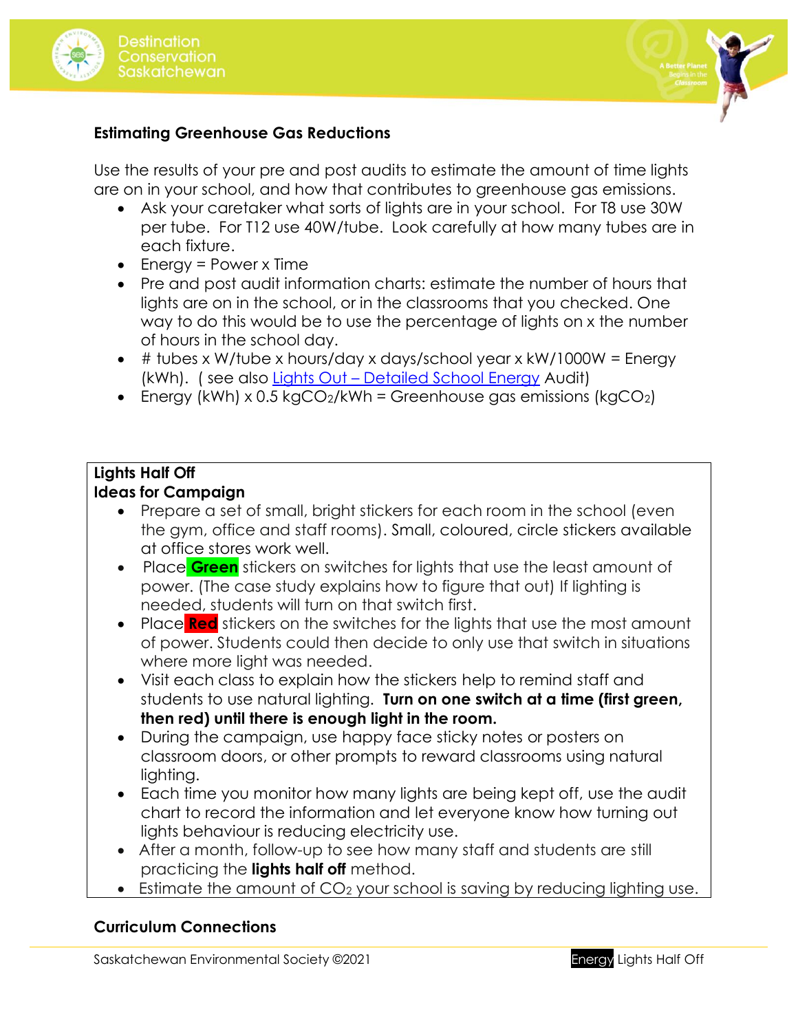## Estimating Greenhouse Gas Reductions

Use the results of your pre and post audits to estimate the amount of time lights are on in your school, and how that contributes to greenhouse gas emissions.

- Ask your caretaker what sorts of lights are in your school. For T8 use 30W per tube. For T12 use 40W/tube. Look carefully at how many tubes are in each fixture.
- Energy = Power x Time
- Pre and post audit information charts: estimate the number of hours that lights are on in the school, or in the classrooms that you checked. One way to do this would be to use the percentage of lights on x the number of hours in the school day.
- # tubes x W/tube x hours/day x days/school year x kW/1000W = Energy (kWh). ( see also [Lights Out – Detailed School Energy](#) Audit)
- Energy (kWh) x 0.5 kg$CO_2$/kWh = Greenhouse gas emissions (kg$CO_2$)

**Lights Half Off**
**Ideas for Campaign**

- Prepare a set of small, bright stickers for each room in the school (even the gym, office and staff rooms). Small, coloured, circle stickers available at office stores work well.
- Place **Green** stickers on switches for lights that use the least amount of power. (The case study explains how to figure that out) If lighting is needed, students will turn on that switch first.
- Place **Red** stickers on the switches for the lights that use the most amount of power. Students could then decide to only use that switch in situations where more light was needed.
- Visit each class to explain how the stickers help to remind staff and students to use natural lighting. **Turn on one switch at a time (first green, then red) until there is enough light in the room.**
- During the campaign, use happy face sticky notes or posters on classroom doors, or other prompts to reward classrooms using natural lighting.
- Each time you monitor how many lights are being kept off, use the audit chart to record the information and let everyone know how turning out lights behaviour is reducing electricity use.
- After a month, follow-up to see how many staff and students are still practicing the **lights half off** method.
- Estimate the amount of $CO_2$ your school is saving by reducing lighting use.

## Curriculum Connections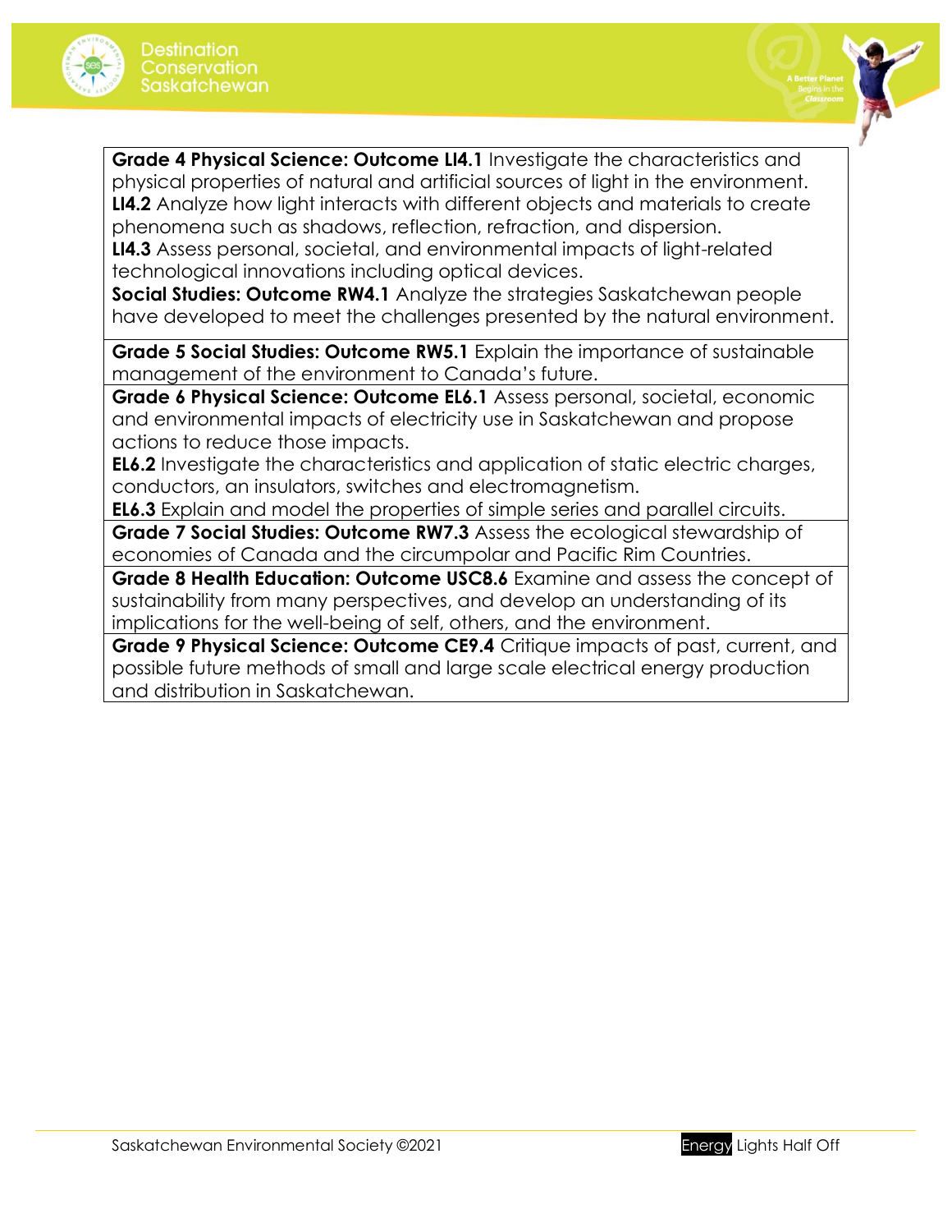| |
|---|
| **Grade 4 Physical Science: Outcome LI4.1** Investigate the characteristics and physical properties of natural and artificial sources of light in the environment.<br>**LI4.2** Analyze how light interacts with different objects and materials to create phenomena such as shadows, reflection, refraction, and dispersion.<br>**LI4.3** Assess personal, societal, and environmental impacts of light-related technological innovations including optical devices.<br>**Social Studies: Outcome RW4.1** Analyze the strategies Saskatchewan people have developed to meet the challenges presented by the natural environment. |
| **Grade 5 Social Studies: Outcome RW5.1** Explain the importance of sustainable management of the environment to Canada's future. |
| **Grade 6 Physical Science: Outcome EL6.1** Assess personal, societal, economic and environmental impacts of electricity use in Saskatchewan and propose actions to reduce those impacts.<br>**EL6.2** Investigate the characteristics and application of static electric charges, conductors, an insulators, switches and electromagnetism.<br>**EL6.3** Explain and model the properties of simple series and parallel circuits. |
| **Grade 7 Social Studies: Outcome RW7.3** Assess the ecological stewardship of economies of Canada and the circumpolar and Pacific Rim Countries. |
| **Grade 8 Health Education: Outcome USC8.6** Examine and assess the concept of sustainability from many perspectives, and develop an understanding of its implications for the well-being of self, others, and the environment. |
| **Grade 9 Physical Science: Outcome CE9.4** Critique impacts of past, current, and possible future methods of small and large scale electrical energy production and distribution in Saskatchewan. |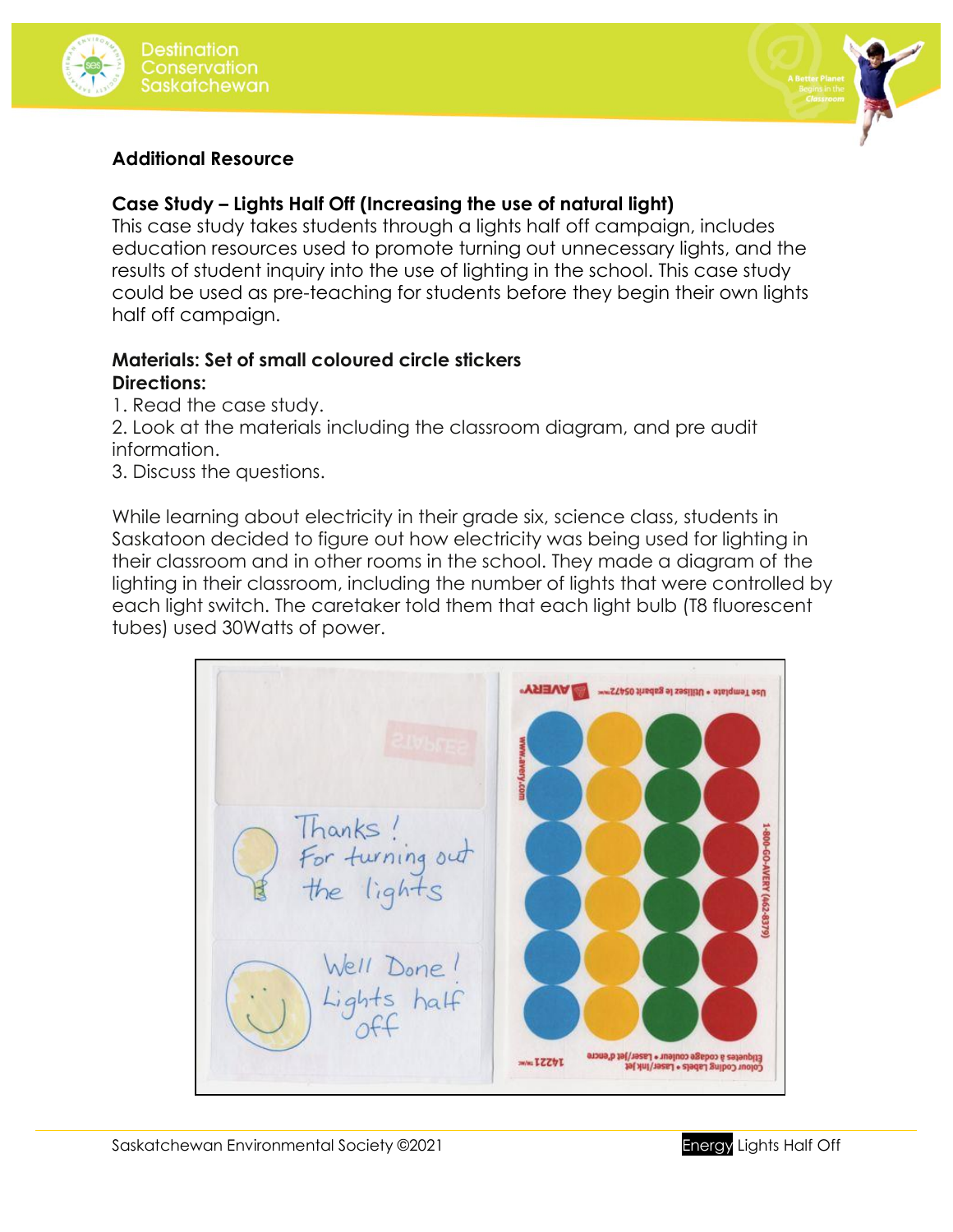**Additional Resource**

**Case Study – Lights Half Off (Increasing the use of natural light)**
This case study takes students through a lights half off campaign, includes education resources used to promote turning out unnecessary lights, and the results of student inquiry into the use of lighting in the school. This case study could be used as pre-teaching for students before they begin their own lights half off campaign.

**Materials: Set of small coloured circle stickers**
**Directions:**

1. Read the case study.
2. Look at the materials including the classroom diagram, and pre audit information.
3. Discuss the questions.

While learning about electricity in their grade six, science class, students in Saskatoon decided to figure out how electricity was being used for lighting in their classroom and in other rooms in the school. They made a diagram of the lighting in their classroom, including the number of lights that were controlled by each light switch. The caretaker told them that each light bulb (T8 fluorescent tubes) used 30Watts of power.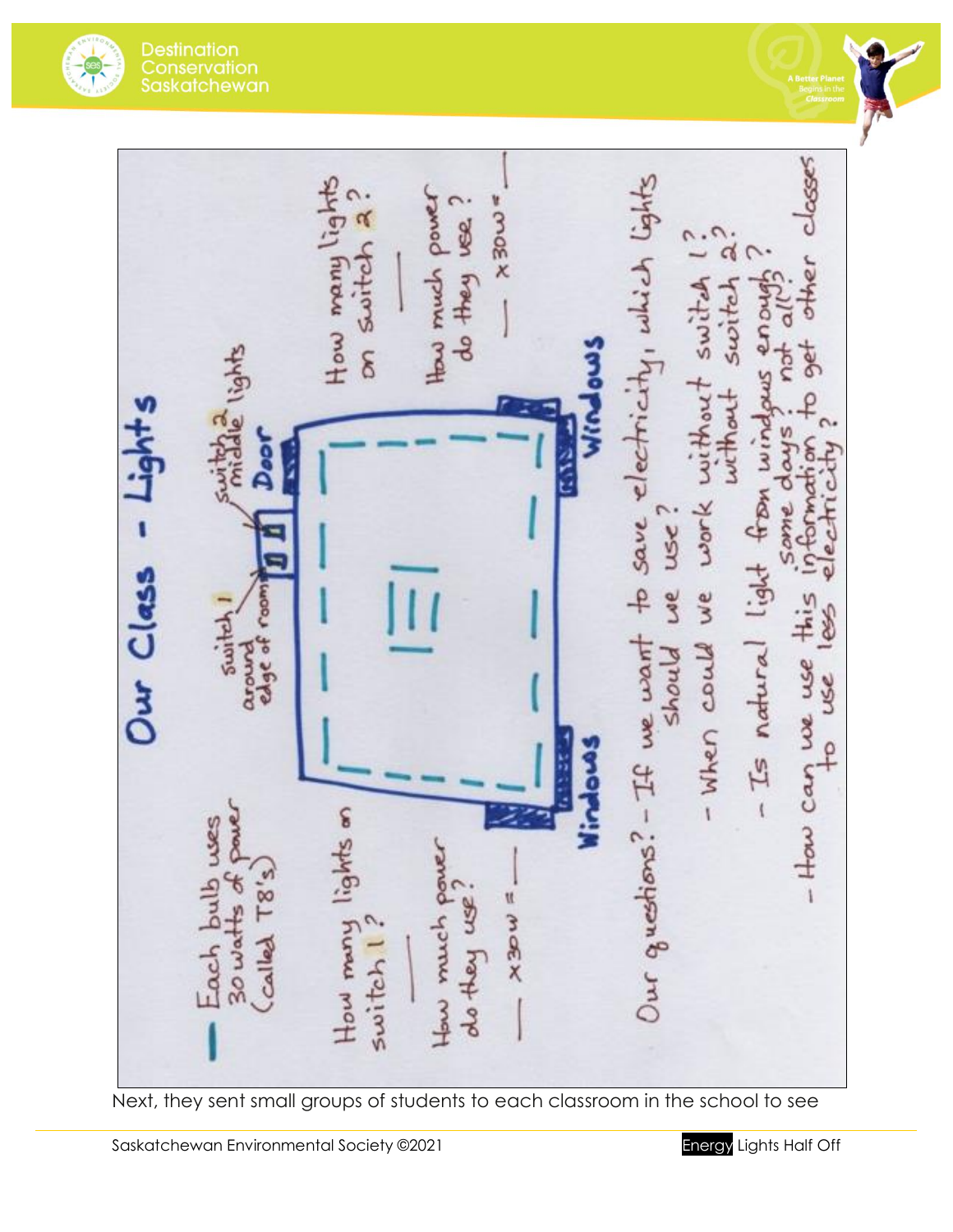# Our Class - Lights

Each bulb uses 30 watts of power (called T8's)

Switch 1 around edge of room

Switch 2 middle lights

Door

Windows

Windows

How many lights on switch 1?

___

How much power do they use?

___ x 30w = ___

How many lights on switch 2?

___

How much power do they use?

___ x 30w = ___

Our questions?

- If we want to save electricity, which lights should we use?
- When could we work without switch 1? without switch 2?
- Is natural light from windows enough? some days? not all?
- How can we use this information to get other classes to use less electricity?

Next, they sent small groups of students to each classroom in the school to see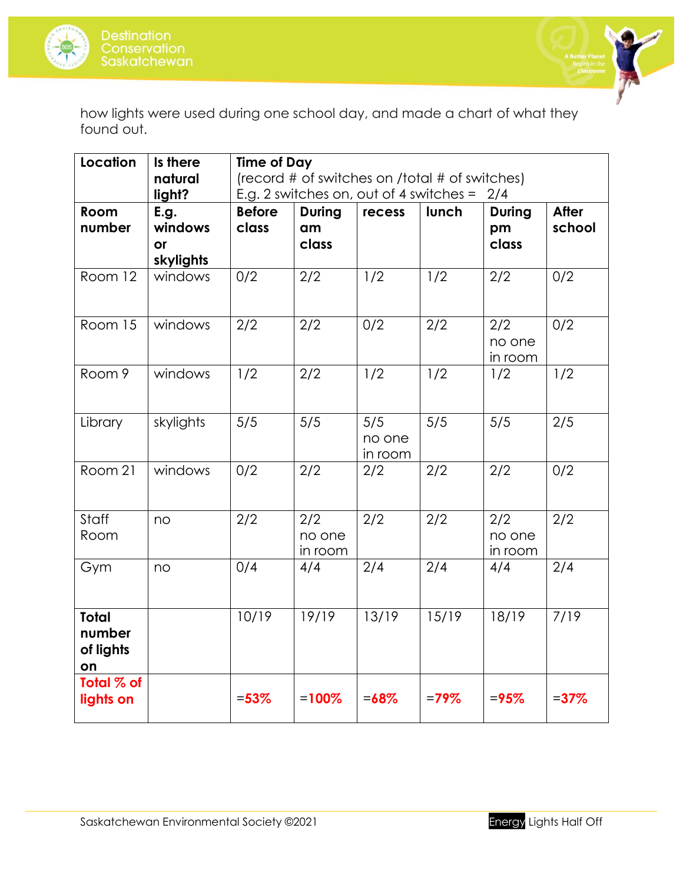how lights were used during one school day, and made a chart of what they found out.

| **Location** | **Is there natural light?** | **Time of Day** (record # of switches on /total # of switches) E.g. 2 switches on, out of 4 switches = 2/4 | | | | | |
|---|---|---|---|---|---|---|---|
| **Room number** | **E.g. windows or skylights** | **Before class** | **During am class** | **recess** | **lunch** | **During pm class** | **After school** |
| Room 12 | windows | 0/2 | 2/2 | 1/2 | 1/2 | 2/2 | 0/2 |
| Room 15 | windows | 2/2 | 2/2 | 0/2 | 2/2 | 2/2 no one in room | 0/2 |
| Room 9 | windows | 1/2 | 2/2 | 1/2 | 1/2 | 1/2 | 1/2 |
| Library | skylights | 5/5 | 5/5 | 5/5 no one in room | 5/5 | 5/5 | 2/5 |
| Room 21 | windows | 0/2 | 2/2 | 2/2 | 2/2 | 2/2 | 0/2 |
| Staff Room | no | 2/2 | 2/2 no one in room | 2/2 | 2/2 | 2/2 no one in room | 2/2 |
| Gym | no | 0/4 | 4/4 | 2/4 | 2/4 | 4/4 | 2/4 |
| **Total number of lights on** | | 10/19 | 19/19 | 13/19 | 15/19 | 18/19 | 7/19 |
| **Total % of lights on** | | =**53%** | =**100%** | =**68%** | =**79%** | =**95%** | =**37%** |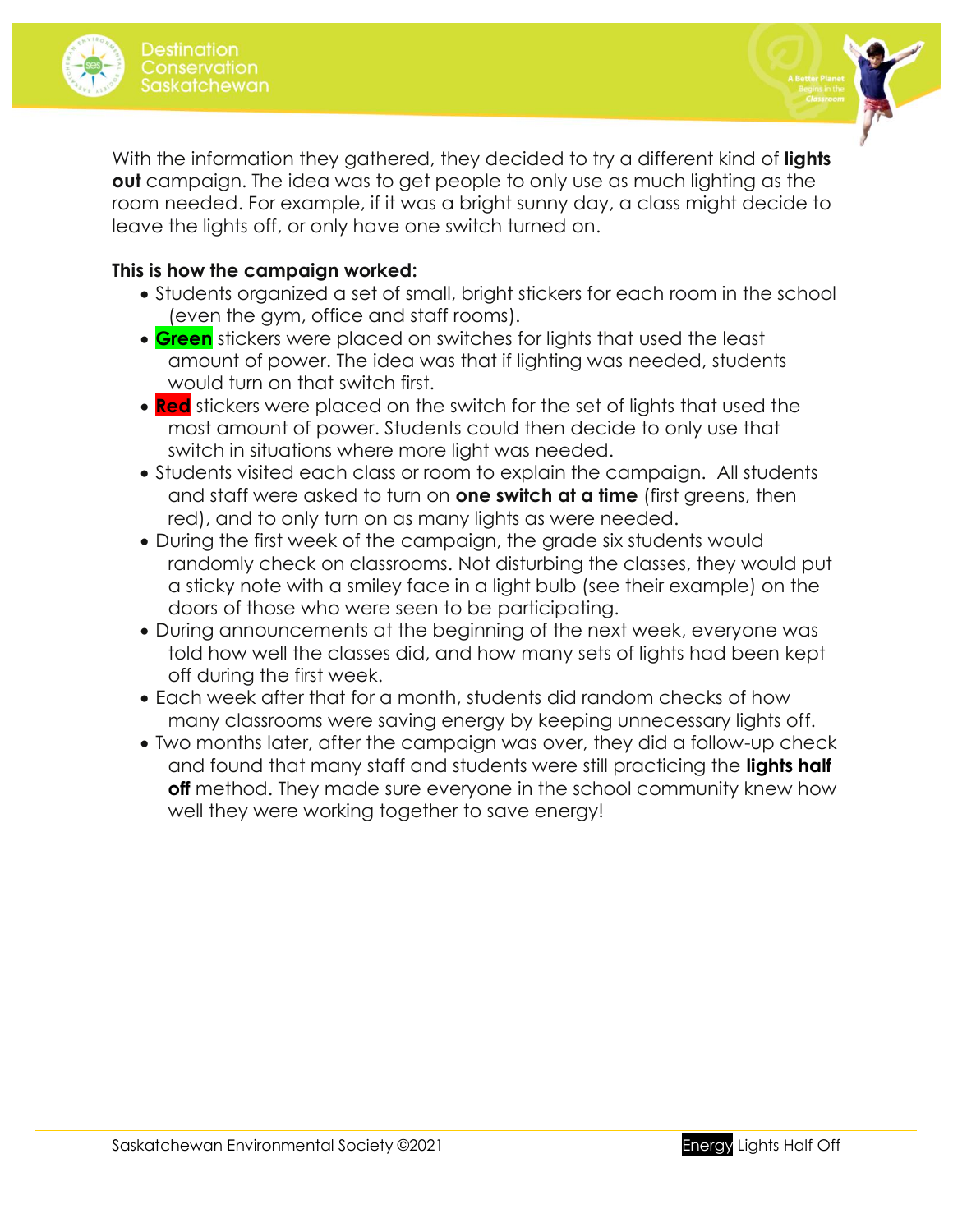With the information they gathered, they decided to try a different kind of **lights out** campaign. The idea was to get people to only use as much lighting as the room needed. For example, if it was a bright sunny day, a class might decide to leave the lights off, or only have one switch turned on.

**This is how the campaign worked:**

- Students organized a set of small, bright stickers for each room in the school (even the gym, office and staff rooms).
- **Green** stickers were placed on switches for lights that used the least amount of power. The idea was that if lighting was needed, students would turn on that switch first.
- **Red** stickers were placed on the switch for the set of lights that used the most amount of power. Students could then decide to only use that switch in situations where more light was needed.
- Students visited each class or room to explain the campaign. All students and staff were asked to turn on **one switch at a time** (first greens, then red), and to only turn on as many lights as were needed.
- During the first week of the campaign, the grade six students would randomly check on classrooms. Not disturbing the classes, they would put a sticky note with a smiley face in a light bulb (see their example) on the doors of those who were seen to be participating.
- During announcements at the beginning of the next week, everyone was told how well the classes did, and how many sets of lights had been kept off during the first week.
- Each week after that for a month, students did random checks of how many classrooms were saving energy by keeping unnecessary lights off.
- Two months later, after the campaign was over, they did a follow-up check and found that many staff and students were still practicing the **lights half off** method. They made sure everyone in the school community knew how well they were working together to save energy!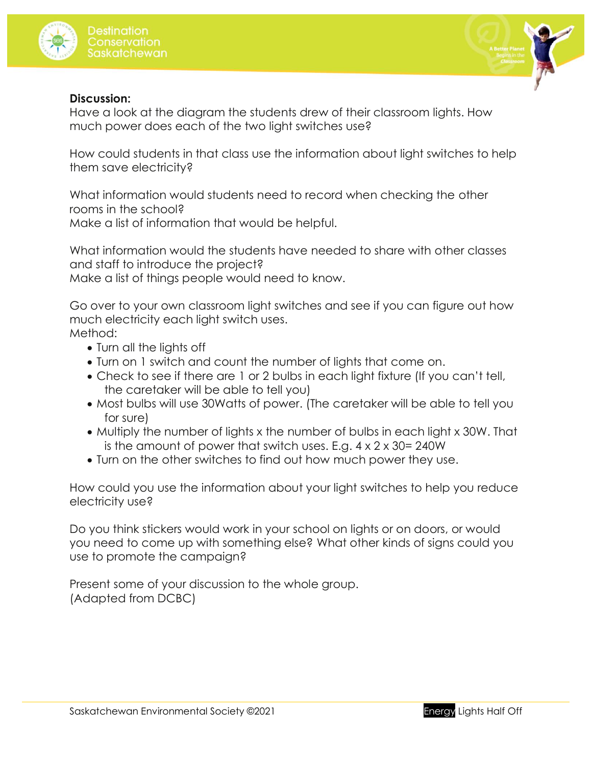**Discussion:**

Have a look at the diagram the students drew of their classroom lights. How much power does each of the two light switches use?

How could students in that class use the information about light switches to help them save electricity?

What information would students need to record when checking the other rooms in the school?
Make a list of information that would be helpful.

What information would the students have needed to share with other classes and staff to introduce the project?
Make a list of things people would need to know.

Go over to your own classroom light switches and see if you can figure out how much electricity each light switch uses.
Method:

- Turn all the lights off
- Turn on 1 switch and count the number of lights that come on.
- Check to see if there are 1 or 2 bulbs in each light fixture (If you can't tell, the caretaker will be able to tell you)
- Most bulbs will use 30Watts of power. (The caretaker will be able to tell you for sure)
- Multiply the number of lights x the number of bulbs in each light x 30W. That is the amount of power that switch uses. E.g. 4 x 2 x 30= 240W
- Turn on the other switches to find out how much power they use.

How could you use the information about your light switches to help you reduce electricity use?

Do you think stickers would work in your school on lights or on doors, or would you need to come up with something else? What other kinds of signs could you use to promote the campaign?

Present some of your discussion to the whole group.
(Adapted from DCBC)